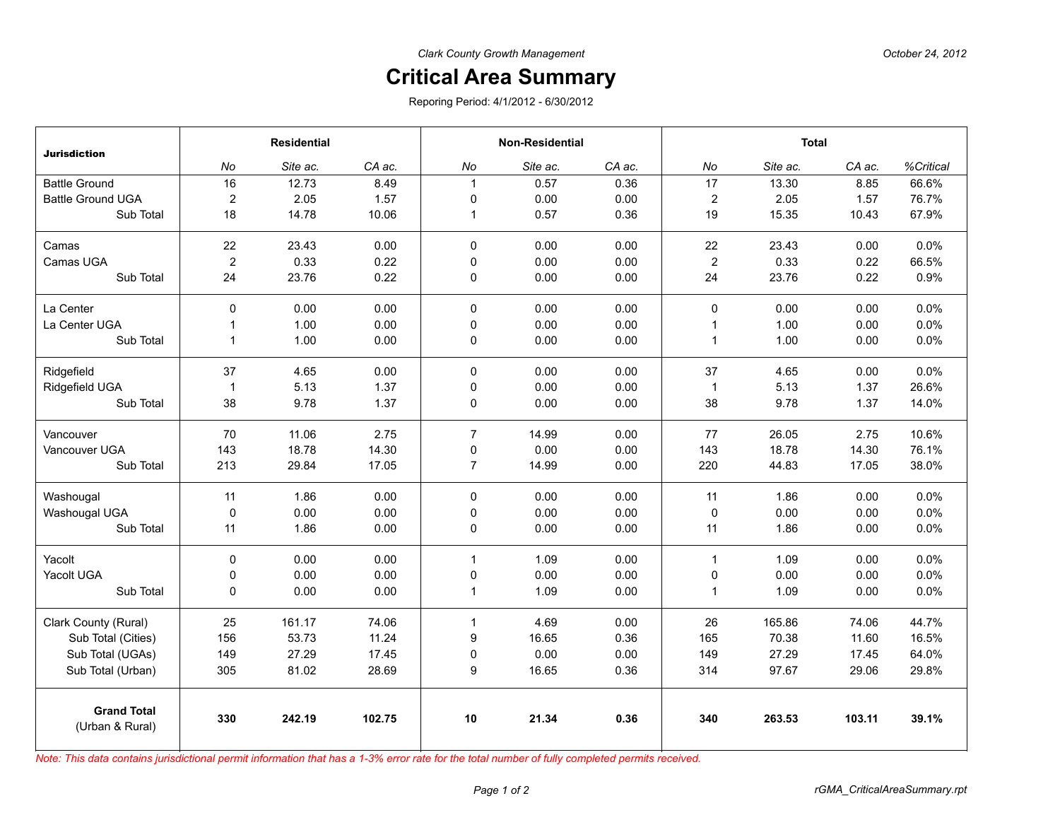*Clark County Growth Management*

*October 24, 2012*

# Critical Area Summary

Reporing Period: 4/1/2012 - 6/30/2012

| Jurisdiction | Residential | | | Non-Residential | | | Total | | | |
|---|---|---|---|---|---|---|---|---|---|---|
| | No | Site ac. | CA ac. | No | Site ac. | CA ac. | No | Site ac. | CA ac. | %Critical |
| Battle Ground | 16 | 12.73 | 8.49 | 1 | 0.57 | 0.36 | 17 | 13.30 | 8.85 | 66.6% |
| Battle Ground UGA | 2 | 2.05 | 1.57 | 0 | 0.00 | 0.00 | 2 | 2.05 | 1.57 | 76.7% |
| Sub Total | 18 | 14.78 | 10.06 | 1 | 0.57 | 0.36 | 19 | 15.35 | 10.43 | 67.9% |
| Camas | 22 | 23.43 | 0.00 | 0 | 0.00 | 0.00 | 22 | 23.43 | 0.00 | 0.0% |
| Camas UGA | 2 | 0.33 | 0.22 | 0 | 0.00 | 0.00 | 2 | 0.33 | 0.22 | 66.5% |
| Sub Total | 24 | 23.76 | 0.22 | 0 | 0.00 | 0.00 | 24 | 23.76 | 0.22 | 0.9% |
| La Center | 0 | 0.00 | 0.00 | 0 | 0.00 | 0.00 | 0 | 0.00 | 0.00 | 0.0% |
| La Center UGA | 1 | 1.00 | 0.00 | 0 | 0.00 | 0.00 | 1 | 1.00 | 0.00 | 0.0% |
| Sub Total | 1 | 1.00 | 0.00 | 0 | 0.00 | 0.00 | 1 | 1.00 | 0.00 | 0.0% |
| Ridgefield | 37 | 4.65 | 0.00 | 0 | 0.00 | 0.00 | 37 | 4.65 | 0.00 | 0.0% |
| Ridgefield UGA | 1 | 5.13 | 1.37 | 0 | 0.00 | 0.00 | 1 | 5.13 | 1.37 | 26.6% |
| Sub Total | 38 | 9.78 | 1.37 | 0 | 0.00 | 0.00 | 38 | 9.78 | 1.37 | 14.0% |
| Vancouver | 70 | 11.06 | 2.75 | 7 | 14.99 | 0.00 | 77 | 26.05 | 2.75 | 10.6% |
| Vancouver UGA | 143 | 18.78 | 14.30 | 0 | 0.00 | 0.00 | 143 | 18.78 | 14.30 | 76.1% |
| Sub Total | 213 | 29.84 | 17.05 | 7 | 14.99 | 0.00 | 220 | 44.83 | 17.05 | 38.0% |
| Washougal | 11 | 1.86 | 0.00 | 0 | 0.00 | 0.00 | 11 | 1.86 | 0.00 | 0.0% |
| Washougal UGA | 0 | 0.00 | 0.00 | 0 | 0.00 | 0.00 | 0 | 0.00 | 0.00 | 0.0% |
| Sub Total | 11 | 1.86 | 0.00 | 0 | 0.00 | 0.00 | 11 | 1.86 | 0.00 | 0.0% |
| Yacolt | 0 | 0.00 | 0.00 | 1 | 1.09 | 0.00 | 1 | 1.09 | 0.00 | 0.0% |
| Yacolt UGA | 0 | 0.00 | 0.00 | 0 | 0.00 | 0.00 | 0 | 0.00 | 0.00 | 0.0% |
| Sub Total | 0 | 0.00 | 0.00 | 1 | 1.09 | 0.00 | 1 | 1.09 | 0.00 | 0.0% |
| Clark County (Rural) | 25 | 161.17 | 74.06 | 1 | 4.69 | 0.00 | 26 | 165.86 | 74.06 | 44.7% |
| Sub Total (Cities) | 156 | 53.73 | 11.24 | 9 | 16.65 | 0.36 | 165 | 70.38 | 11.60 | 16.5% |
| Sub Total (UGAs) | 149 | 27.29 | 17.45 | 0 | 0.00 | 0.00 | 149 | 27.29 | 17.45 | 64.0% |
| Sub Total (Urban) | 305 | 81.02 | 28.69 | 9 | 16.65 | 0.36 | 314 | 97.67 | 29.06 | 29.8% |
| **Grand Total** (Urban & Rural) | **330** | **242.19** | **102.75** | **10** | **21.34** | **0.36** | **340** | **263.53** | **103.11** | **39.1%** |

*Note: This data contains jurisdictional permit information that has a 1-3% error rate for the total number of fully completed permits received.*

rGMA_CriticalAreaSummary.rpt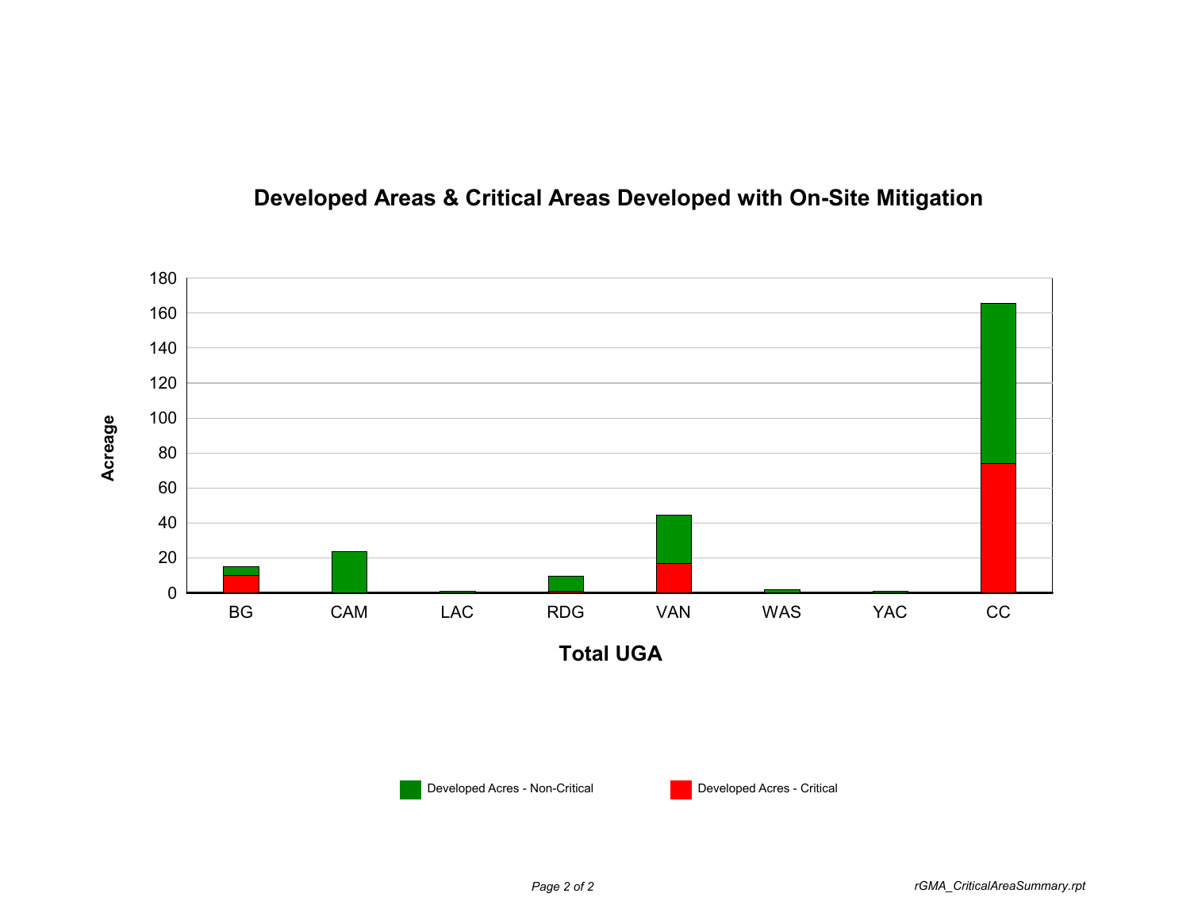## Developed Areas & Critical Areas Developed with On-Site Mitigation

Acreage

180
160
140
120
100
80
60
40
20
0

BG CAM LAC RDG VAN WAS YAC CC

**Total UGA**

Developed Acres - Non-Critical
Developed Acres - Critical

*rGMA_CriticalAreaSummary.rpt*